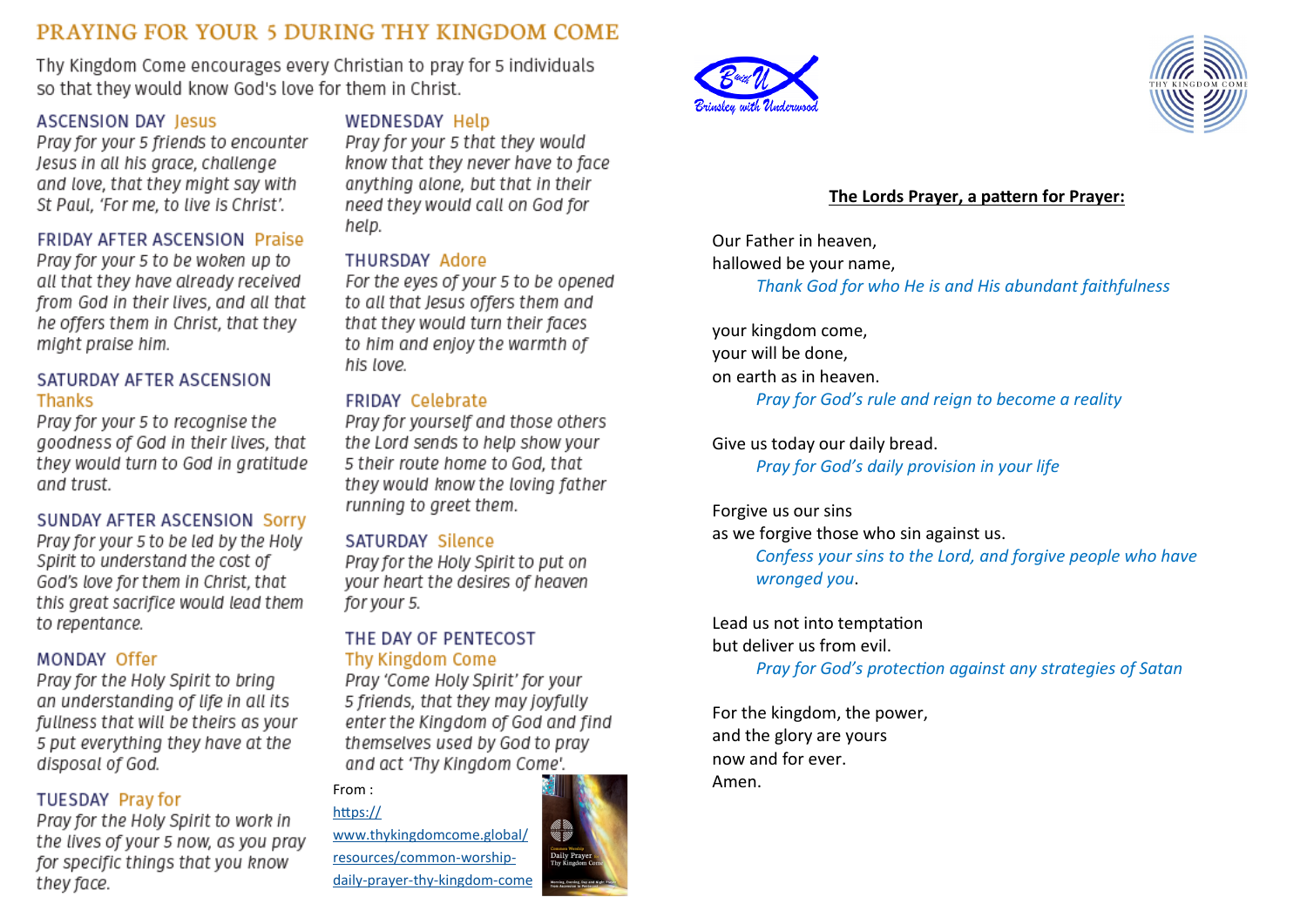# PRAYING FOR YOUR 5 DURING THY KINGDOM COME

Thy Kingdom Come encourages every Christian to pray for 5 individuals so that they would know God's love for them in Christ.

### ASCENSION DAY Jesus

*Pray for your 5 friends to encounter Jesus in all his grace, challenge and love, that they might say with St Paul, 'For me, to live is Christ'.*

### FRIDAY AFTER ASCENSION Praise

*Pray for your 5 to be woken up to all that they have already received from God in their lives, and all that he offers them in Christ, that they might praise him.*

### SATURDAY AFTER ASCENSION Thanks

*Pray for your 5 to recognise the goodness of God in their lives, that they would turn to God in gratitude and trust.*

### SUNDAY AFTER ASCENSION Sorry

*Pray for your 5 to be led by the Holy Spirit to understand the cost of God's love for them in Christ, that this great sacrifice would lead them to repentance.*

### MONDAY Offer

*Pray for the Holy Spirit to bring an understanding of life in all its fullness that will be theirs as your 5 put everything they have at the disposal of God.*

### TUESDAY Pray for

*Pray for the Holy Spirit to work in the lives of your 5 now, as you pray for specific things that you know they face.*

### WEDNESDAY Help

*Pray for your 5 that they would know that they never have to face anything alone, but that in their need they would call on God for help.*

### THURSDAY Adore

*For the eyes of your 5 to be opened to all that Jesus offers them and that they would turn their faces to him and enjoy the warmth of his love.*

### FRIDAY Celebrate

*Pray for yourself and those others the Lord sends to help show your 5 their route home to God, that they would know the loving father running to greet them.*

### SATURDAY Silence

*Pray for the Holy Spirit to put on your heart the desires of heaven for your 5.*

### THE DAY OF PENTECOST Thy Kingdom Come

*Pray 'Come Holy Spirit' for your 5 friends, that they may joyfully enter the Kingdom of God and find themselves used by God to pray and act 'Thy Kingdom Come'.*

From : https://www.thykingdomcome.global/resources/common-worship-daily-prayer-thy-kingdom-come

Common Worship Daily Prayer Thy Kingdom Come

Morning, Evening, Day and Night Prayer from Ascension to Pentecost

Brinsley with Underwood

THY KINGDOM COME

**The Lords Prayer, a pattern for Prayer:**

Our Father in heaven,
hallowed be your name,

*Thank God for who He is and His abundant faithfulness*

your kingdom come,
your will be done,
on earth as in heaven.

*Pray for God's rule and reign to become a reality*

Give us today our daily bread.

*Pray for God's daily provision in your life*

Forgive us our sins
as we forgive those who sin against us.

*Confess your sins to the Lord, and forgive people who have wronged you*.

Lead us not into temptation
but deliver us from evil.

*Pray for God's protection against any strategies of Satan*

For the kingdom, the power,
and the glory are yours
now and for ever.
Amen.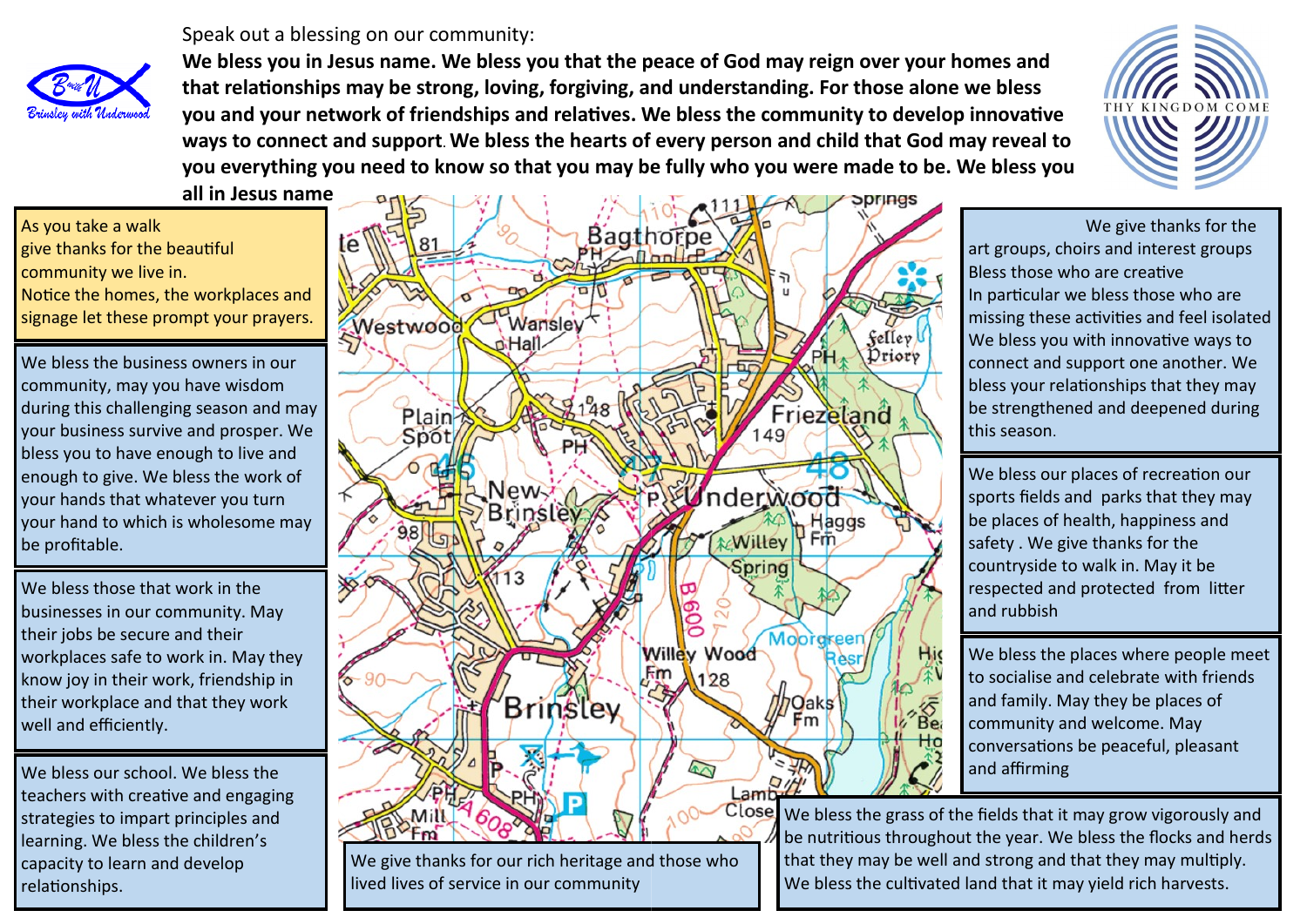Speak out a blessing on our community:

**We bless you in Jesus name. We bless you that the peace of God may reign over your homes and that relationships may be strong, loving, forgiving, and understanding. For those alone we bless you and your network of friendships and relatives. We bless the community to develop innovative ways to connect and support. We bless the hearts of every person and child that God may reveal to you everything you need to know so that you may be fully who you were made to be. We bless you all in Jesus name**

As you take a walk give thanks for the beautiful community we live in. Notice the homes, the workplaces and signage let these prompt your prayers.

We bless the business owners in our community, may you have wisdom during this challenging season and may your business survive and prosper. We bless you to have enough to live and enough to give. We bless the work of your hands that whatever you turn your hand to which is wholesome may be profitable.

We bless those that work in the businesses in our community. May their jobs be secure and their workplaces safe to work in. May they know joy in their work, friendship in their workplace and that they work well and efficiently.

We bless our school. We bless the teachers with creative and engaging strategies to impart principles and learning. We bless the children's capacity to learn and develop relationships.

We give thanks for our rich heritage and those who lived lives of service in our community

We give thanks for the art groups, choirs and interest groups Bless those who are creative In particular we bless those who are missing these activities and feel isolated We bless you with innovative ways to connect and support one another. We bless your relationships that they may be strengthened and deepened during this season.

We bless our places of recreation our sports fields and parks that they may be places of health, happiness and safety . We give thanks for the countryside to walk in. May it be respected and protected from litter and rubbish

We bless the places where people meet to socialise and celebrate with friends and family. May they be places of community and welcome. May conversations be peaceful, pleasant and affirming

We bless the grass of the fields that it may grow vigorously and be nutritious throughout the year. We bless the flocks and herds that they may be well and strong and that they may multiply. We bless the cultivated land that it may yield rich harvests.